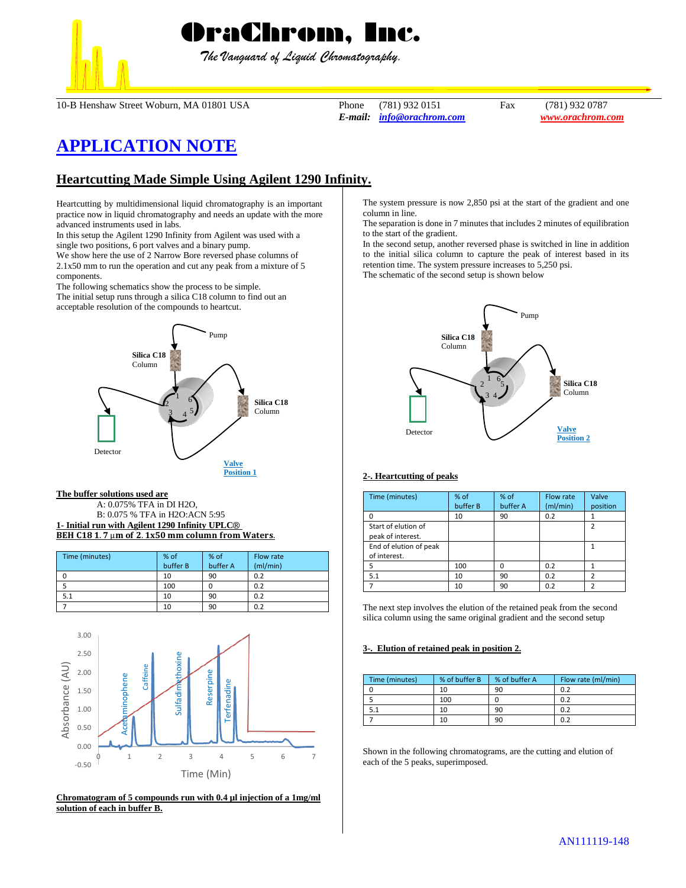# OraChrom, Inc.

*The Vanguard of Liquid Chromatography.*

10-B Henshaw Street Woburn, MA 01801 USA　Phone (781) 932 0151　Fax (781) 932 0787
*E-mail:* info@orachrom.com　www.orachrom.com

# APPLICATION NOTE

## Heartcutting Made Simple Using Agilent 1290 Infinity.

Heartcutting by multidimensional liquid chromatography is an important practice now in liquid chromatography and needs an update with the more advanced instruments used in labs.
In this setup the Agilent 1290 Infinity from Agilent was used with a single two positions, 6 port valves and a binary pump.
We show here the use of 2 Narrow Bore reversed phase columns of 2.1x50 mm to run the operation and cut any peak from a mixture of 5 components.
The following schematics show the process to be simple.
The initial setup runs through a silica C18 column to find out an acceptable resolution of the compounds to heartcut.

Pump
Silica C18 Column
Silica C18 Column
Detector
Valve Position 1

**The buffer solutions used are**

A: 0.075% TFA in DI $H_2O$,
B: 0.075 % TFA in $H_2O$:ACN 5:95

**1- Initial run with Agilent 1290 Infinity UPLC® BEH C18 1.7 μm of 2.1x50 mm column from Waters.**

| Time (minutes) | % of buffer B | % of buffer A | Flow rate (ml/min) |
|---|---|---|---|
| 0 | 10 | 90 | 0.2 |
| 5 | 100 | 0 | 0.2 |
| 5.1 | 10 | 90 | 0.2 |
| 7 | 10 | 90 | 0.2 |

Absorbance (AU) vs Time (Min): Acetaminophene, Caffeine, Sulfadimethoxine, Reserpine, Terfenadine

**Chromatogram of 5 compounds run with 0.4 μl injection of a 1mg/ml solution of each in buffer B.**

The system pressure is now 2,850 psi at the start of the gradient and one column in line.
The separation is done in 7 minutes that includes 2 minutes of equilibration to the start of the gradient.
In the second setup, another reversed phase is switched in line in addition to the initial silica column to capture the peak of interest based in its retention time. The system pressure increases to 5,250 psi.
The schematic of the second setup is shown below

Pump
Silica C18 Column
Silica C18 Column
Detector
Valve Position 2

**2-. Heartcutting of peaks**

| Time (minutes) | % of buffer B | % of buffer A | Flow rate (ml/min) | Valve position |
|---|---|---|---|---|
| 0 | 10 | 90 | 0.2 | 1 |
| Start of elution of peak of interest. | | | | 2 |
| End of elution of peak of interest. | | | | 1 |
| 5 | 100 | 0 | 0.2 | 1 |
| 5.1 | 10 | 90 | 0.2 | 2 |
| 7 | 10 | 90 | 0.2 | 2 |

The next step involves the elution of the retained peak from the second silica column using the same original gradient and the second setup

**3-. Elution of retained peak in position 2.**

| Time (minutes) | % of buffer B | % of buffer A | Flow rate (ml/min) |
|---|---|---|---|
| 0 | 10 | 90 | 0.2 |
| 5 | 100 | 0 | 0.2 |
| 5.1 | 10 | 90 | 0.2 |
| 7 | 10 | 90 | 0.2 |

Shown in the following chromatograms, are the cutting and elution of each of the 5 peaks, superimposed.

AN111119-148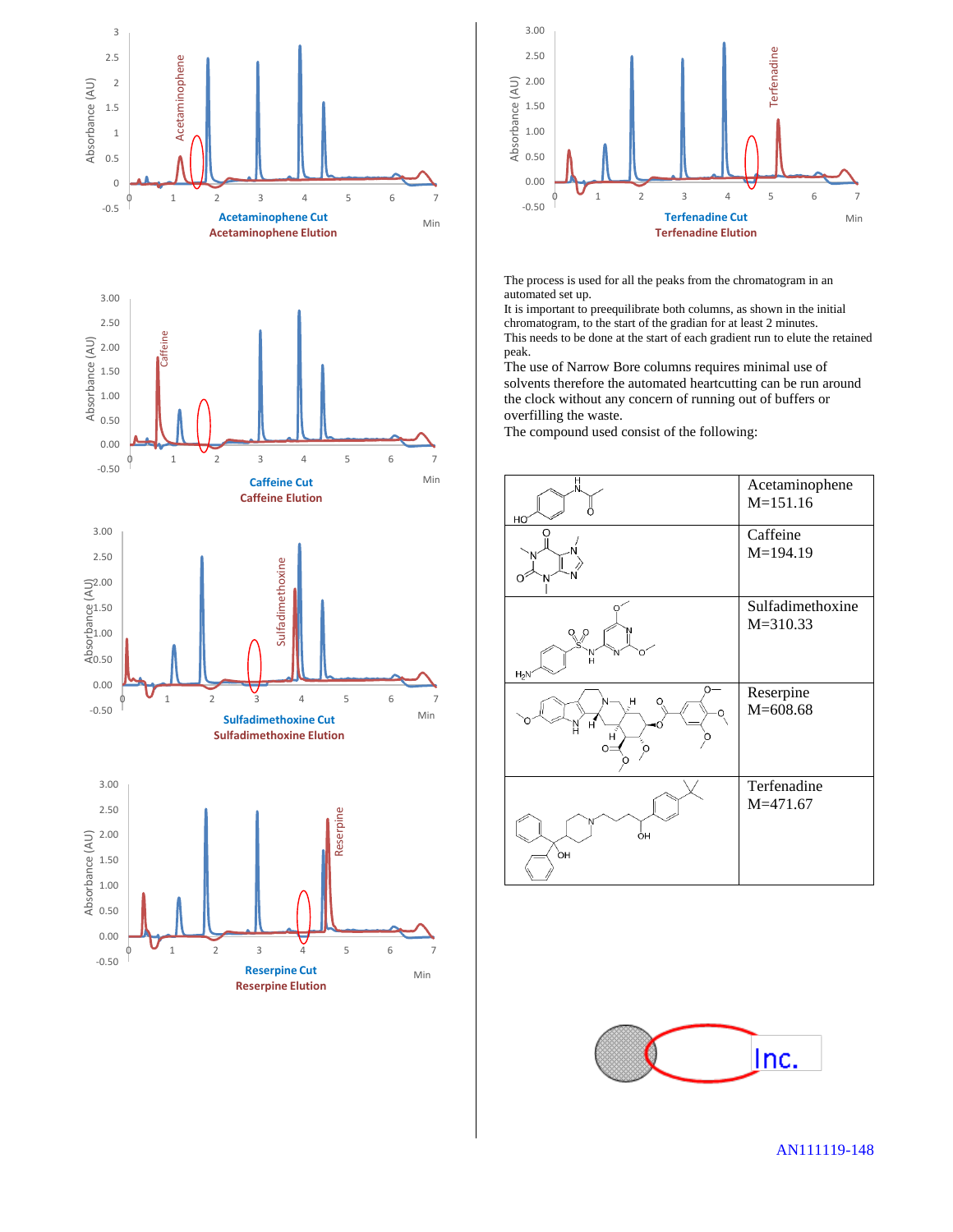Absorbance (AU)
3
2.5
2
1.5
1
0.5
0
-0.5
0 1 2 3 4 5 6 7
Min
Acetaminophene
Acetaminophene Cut
Acetaminophene Elution

Absorbance (AU)
3.00
2.50
2.00
1.50
1.00
0.50
0.00
-0.50
0 1 2 3 4 5 6 7
Min
Caffeine
Caffeine Cut
Caffeine Elution

Absorbance (AU)
3.00
2.50
2.00
1.50
1.00
0.50
0.00
-0.50
0 1 2 3 4 5 6 7
Min
Sulfadimethoxine
Sulfadimethoxine Cut
Sulfadimethoxine Elution

Absorbance (AU)
3.00
2.50
2.00
1.50
1.00
0.50
0.00
-0.50
0 1 2 3 4 5 6 7
Min
Reserpine
Reserpine Cut
Reserpine Elution

Absorbance (AU)
3.00
2.50
2.00
1.50
1.00
0.50
0.00
-0.50
0 1 2 3 4 5 6 7
Min
Terfenadine
Terfenadine Cut
Terfenadine Elution

The process is used for all the peaks from the chromatogram in an automated set up.
It is important to preequilibrate both columns, as shown in the initial chromatogram, to the start of the gradian for at least 2 minutes.
This needs to be done at the start of each gradient run to elute the retained peak.
The use of Narrow Bore columns requires minimal use of solvents therefore the automated heartcutting can be run around the clock without any concern of running out of buffers or overfilling the waste.
The compound used consist of the following:

| | |
|---|---|
| | Acetaminophene M=151.16 |
| | Caffeine M=194.19 |
| | Sulfadimethoxine M=310.33 |
| | Reserpine M=608.68 |
| | Terfenadine M=471.67 |

Inc.

AN111119-148